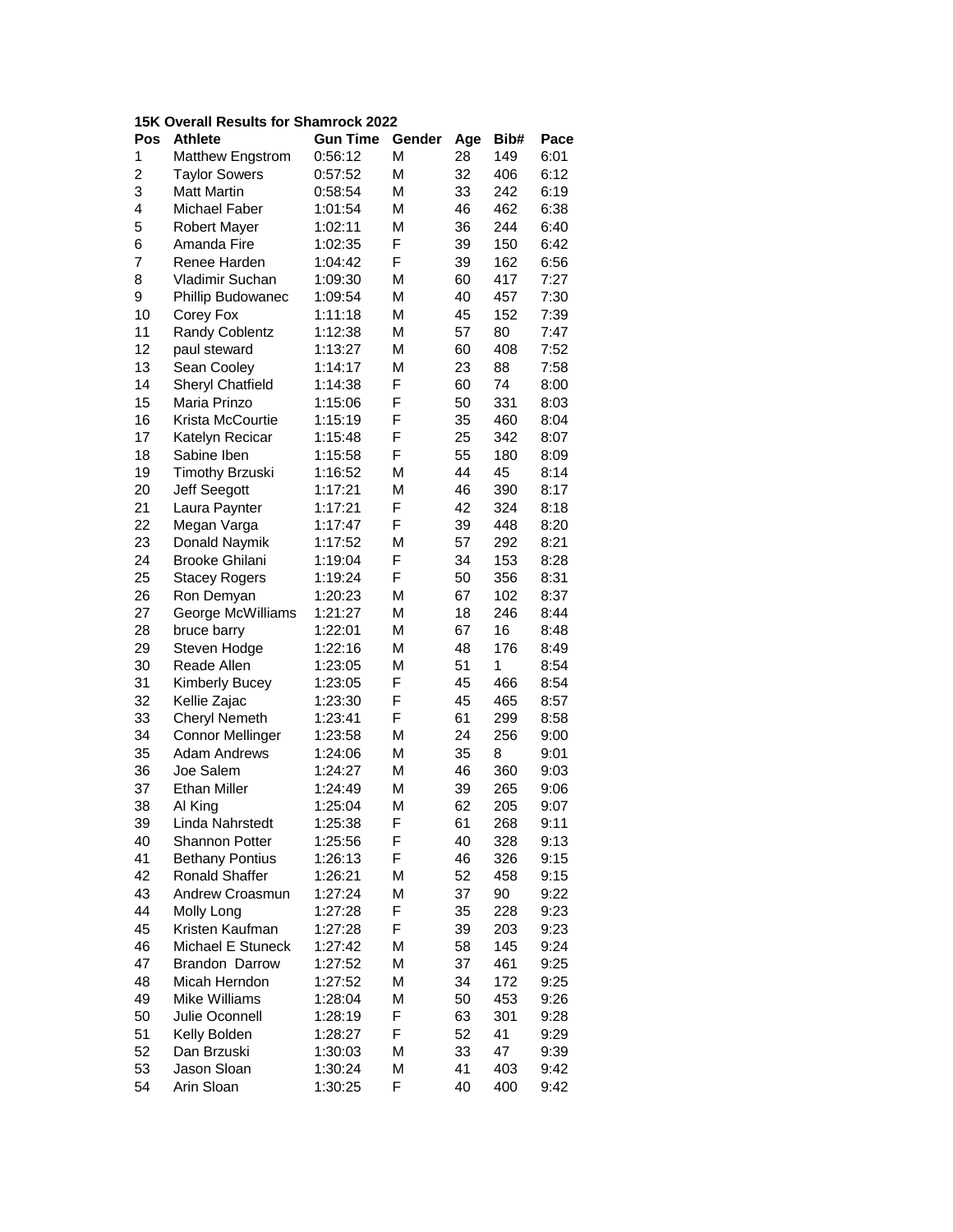**15K Overall Results for Shamrock 2022**

| Pos | Athlete | Gun Time | Gender | Age | Bib# | Pace |
|---|---|---|---|---|---|---|
| 1 | Matthew Engstrom | 0:56:12 | M | 28 | 149 | 6:01 |
| 2 | Taylor Sowers | 0:57:52 | M | 32 | 406 | 6:12 |
| 3 | Matt Martin | 0:58:54 | M | 33 | 242 | 6:19 |
| 4 | Michael Faber | 1:01:54 | M | 46 | 462 | 6:38 |
| 5 | Robert Mayer | 1:02:11 | M | 36 | 244 | 6:40 |
| 6 | Amanda Fire | 1:02:35 | F | 39 | 150 | 6:42 |
| 7 | Renee Harden | 1:04:42 | F | 39 | 162 | 6:56 |
| 8 | Vladimir Suchan | 1:09:30 | M | 60 | 417 | 7:27 |
| 9 | Phillip Budowanec | 1:09:54 | M | 40 | 457 | 7:30 |
| 10 | Corey Fox | 1:11:18 | M | 45 | 152 | 7:39 |
| 11 | Randy Coblentz | 1:12:38 | M | 57 | 80 | 7:47 |
| 12 | paul steward | 1:13:27 | M | 60 | 408 | 7:52 |
| 13 | Sean Cooley | 1:14:17 | M | 23 | 88 | 7:58 |
| 14 | Sheryl Chatfield | 1:14:38 | F | 60 | 74 | 8:00 |
| 15 | Maria Prinzo | 1:15:06 | F | 50 | 331 | 8:03 |
| 16 | Krista McCourtie | 1:15:19 | F | 35 | 460 | 8:04 |
| 17 | Katelyn Recicar | 1:15:48 | F | 25 | 342 | 8:07 |
| 18 | Sabine Iben | 1:15:58 | F | 55 | 180 | 8:09 |
| 19 | Timothy Brzuski | 1:16:52 | M | 44 | 45 | 8:14 |
| 20 | Jeff Seegott | 1:17:21 | M | 46 | 390 | 8:17 |
| 21 | Laura Paynter | 1:17:21 | F | 42 | 324 | 8:18 |
| 22 | Megan Varga | 1:17:47 | F | 39 | 448 | 8:20 |
| 23 | Donald Naymik | 1:17:52 | M | 57 | 292 | 8:21 |
| 24 | Brooke Ghilani | 1:19:04 | F | 34 | 153 | 8:28 |
| 25 | Stacey Rogers | 1:19:24 | F | 50 | 356 | 8:31 |
| 26 | Ron Demyan | 1:20:23 | M | 67 | 102 | 8:37 |
| 27 | George McWilliams | 1:21:27 | M | 18 | 246 | 8:44 |
| 28 | bruce barry | 1:22:01 | M | 67 | 16 | 8:48 |
| 29 | Steven Hodge | 1:22:16 | M | 48 | 176 | 8:49 |
| 30 | Reade Allen | 1:23:05 | M | 51 | 1 | 8:54 |
| 31 | Kimberly Bucey | 1:23:05 | F | 45 | 466 | 8:54 |
| 32 | Kellie Zajac | 1:23:30 | F | 45 | 465 | 8:57 |
| 33 | Cheryl Nemeth | 1:23:41 | F | 61 | 299 | 8:58 |
| 34 | Connor Mellinger | 1:23:58 | M | 24 | 256 | 9:00 |
| 35 | Adam Andrews | 1:24:06 | M | 35 | 8 | 9:01 |
| 36 | Joe Salem | 1:24:27 | M | 46 | 360 | 9:03 |
| 37 | Ethan Miller | 1:24:49 | M | 39 | 265 | 9:06 |
| 38 | Al King | 1:25:04 | M | 62 | 205 | 9:07 |
| 39 | Linda Nahrstedt | 1:25:38 | F | 61 | 268 | 9:11 |
| 40 | Shannon Potter | 1:25:56 | F | 40 | 328 | 9:13 |
| 41 | Bethany Pontius | 1:26:13 | F | 46 | 326 | 9:15 |
| 42 | Ronald Shaffer | 1:26:21 | M | 52 | 458 | 9:15 |
| 43 | Andrew Croasmun | 1:27:24 | M | 37 | 90 | 9:22 |
| 44 | Molly Long | 1:27:28 | F | 35 | 228 | 9:23 |
| 45 | Kristen Kaufman | 1:27:28 | F | 39 | 203 | 9:23 |
| 46 | Michael E Stuneck | 1:27:42 | M | 58 | 145 | 9:24 |
| 47 | Brandon Darrow | 1:27:52 | M | 37 | 461 | 9:25 |
| 48 | Micah Herndon | 1:27:52 | M | 34 | 172 | 9:25 |
| 49 | Mike Williams | 1:28:04 | M | 50 | 453 | 9:26 |
| 50 | Julie Oconnell | 1:28:19 | F | 63 | 301 | 9:28 |
| 51 | Kelly Bolden | 1:28:27 | F | 52 | 41 | 9:29 |
| 52 | Dan Brzuski | 1:30:03 | M | 33 | 47 | 9:39 |
| 53 | Jason Sloan | 1:30:24 | M | 41 | 403 | 9:42 |
| 54 | Arin Sloan | 1:30:25 | F | 40 | 400 | 9:42 |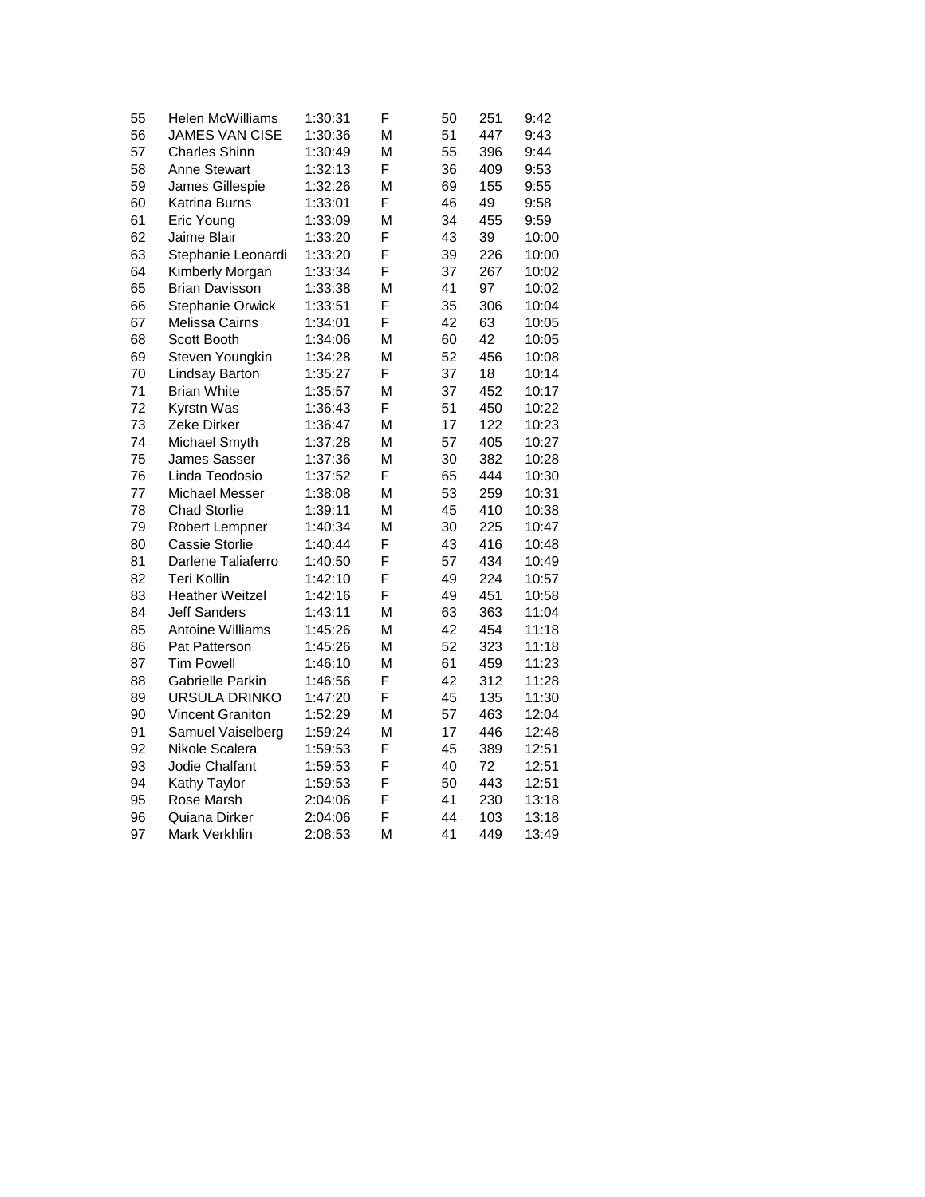| | | | | | | |
|---|---|---|---|---|---|---|
| 55 | Helen McWilliams | 1:30:31 | F | 50 | 251 | 9:42 |
| 56 | JAMES VAN CISE | 1:30:36 | M | 51 | 447 | 9:43 |
| 57 | Charles Shinn | 1:30:49 | M | 55 | 396 | 9:44 |
| 58 | Anne Stewart | 1:32:13 | F | 36 | 409 | 9:53 |
| 59 | James Gillespie | 1:32:26 | M | 69 | 155 | 9:55 |
| 60 | Katrina Burns | 1:33:01 | F | 46 | 49 | 9:58 |
| 61 | Eric Young | 1:33:09 | M | 34 | 455 | 9:59 |
| 62 | Jaime Blair | 1:33:20 | F | 43 | 39 | 10:00 |
| 63 | Stephanie Leonardi | 1:33:20 | F | 39 | 226 | 10:00 |
| 64 | Kimberly Morgan | 1:33:34 | F | 37 | 267 | 10:02 |
| 65 | Brian Davisson | 1:33:38 | M | 41 | 97 | 10:02 |
| 66 | Stephanie Orwick | 1:33:51 | F | 35 | 306 | 10:04 |
| 67 | Melissa Cairns | 1:34:01 | F | 42 | 63 | 10:05 |
| 68 | Scott Booth | 1:34:06 | M | 60 | 42 | 10:05 |
| 69 | Steven Youngkin | 1:34:28 | M | 52 | 456 | 10:08 |
| 70 | Lindsay Barton | 1:35:27 | F | 37 | 18 | 10:14 |
| 71 | Brian White | 1:35:57 | M | 37 | 452 | 10:17 |
| 72 | Kyrstn Was | 1:36:43 | F | 51 | 450 | 10:22 |
| 73 | Zeke Dirker | 1:36:47 | M | 17 | 122 | 10:23 |
| 74 | Michael Smyth | 1:37:28 | M | 57 | 405 | 10:27 |
| 75 | James Sasser | 1:37:36 | M | 30 | 382 | 10:28 |
| 76 | Linda Teodosio | 1:37:52 | F | 65 | 444 | 10:30 |
| 77 | Michael Messer | 1:38:08 | M | 53 | 259 | 10:31 |
| 78 | Chad Storlie | 1:39:11 | M | 45 | 410 | 10:38 |
| 79 | Robert Lempner | 1:40:34 | M | 30 | 225 | 10:47 |
| 80 | Cassie Storlie | 1:40:44 | F | 43 | 416 | 10:48 |
| 81 | Darlene Taliaferro | 1:40:50 | F | 57 | 434 | 10:49 |
| 82 | Teri Kollin | 1:42:10 | F | 49 | 224 | 10:57 |
| 83 | Heather Weitzel | 1:42:16 | F | 49 | 451 | 10:58 |
| 84 | Jeff Sanders | 1:43:11 | M | 63 | 363 | 11:04 |
| 85 | Antoine Williams | 1:45:26 | M | 42 | 454 | 11:18 |
| 86 | Pat Patterson | 1:45:26 | M | 52 | 323 | 11:18 |
| 87 | Tim Powell | 1:46:10 | M | 61 | 459 | 11:23 |
| 88 | Gabrielle Parkin | 1:46:56 | F | 42 | 312 | 11:28 |
| 89 | URSULA DRINKO | 1:47:20 | F | 45 | 135 | 11:30 |
| 90 | Vincent Graniton | 1:52:29 | M | 57 | 463 | 12:04 |
| 91 | Samuel Vaiselberg | 1:59:24 | M | 17 | 446 | 12:48 |
| 92 | Nikole Scalera | 1:59:53 | F | 45 | 389 | 12:51 |
| 93 | Jodie Chalfant | 1:59:53 | F | 40 | 72 | 12:51 |
| 94 | Kathy Taylor | 1:59:53 | F | 50 | 443 | 12:51 |
| 95 | Rose Marsh | 2:04:06 | F | 41 | 230 | 13:18 |
| 96 | Quiana Dirker | 2:04:06 | F | 44 | 103 | 13:18 |
| 97 | Mark Verkhlin | 2:08:53 | M | 41 | 449 | 13:49 |